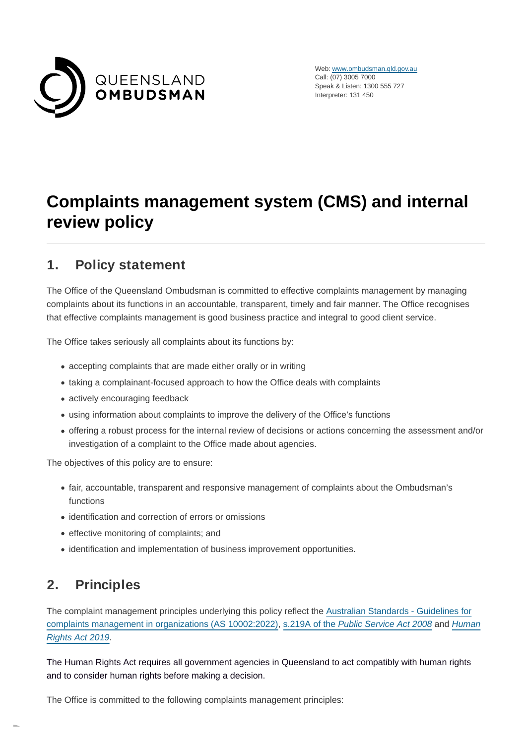QUEENSLAND
**OMBUDSMAN**

Web: [www.ombudsman.qld.gov.au](http://www.ombudsman.qld.gov.au)
Call: (07) 3005 7000
Speak & Listen: 1300 555 727
Interpreter: 131 450

# Complaints management system (CMS) and internal review policy

## 1. Policy statement

The Office of the Queensland Ombudsman is committed to effective complaints management by managing complaints about its functions in an accountable, transparent, timely and fair manner. The Office recognises that effective complaints management is good business practice and integral to good client service.

The Office takes seriously all complaints about its functions by:

- accepting complaints that are made either orally or in writing
- taking a complainant-focused approach to how the Office deals with complaints
- actively encouraging feedback
- using information about complaints to improve the delivery of the Office's functions
- offering a robust process for the internal review of decisions or actions concerning the assessment and/or investigation of a complaint to the Office made about agencies.

The objectives of this policy are to ensure:

- fair, accountable, transparent and responsive management of complaints about the Ombudsman's functions
- identification and correction of errors or omissions
- effective monitoring of complaints; and
- identification and implementation of business improvement opportunities.

## 2. Principles

The complaint management principles underlying this policy reflect the Australian Standards - Guidelines for complaints management in organizations (AS 10002:2022), s.219A of the *Public Service Act 2008* and *Human Rights Act 2019*.

The Human Rights Act requires all government agencies in Queensland to act compatibly with human rights and to consider human rights before making a decision.

The Office is committed to the following complaints management principles: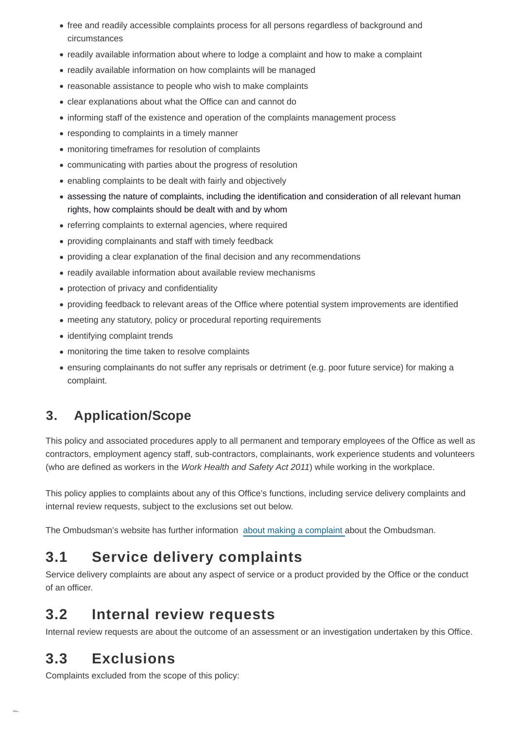- free and readily accessible complaints process for all persons regardless of background and circumstances
- readily available information about where to lodge a complaint and how to make a complaint
- readily available information on how complaints will be managed
- reasonable assistance to people who wish to make complaints
- clear explanations about what the Office can and cannot do
- informing staff of the existence and operation of the complaints management process
- responding to complaints in a timely manner
- monitoring timeframes for resolution of complaints
- communicating with parties about the progress of resolution
- enabling complaints to be dealt with fairly and objectively
- assessing the nature of complaints, including the identification and consideration of all relevant human rights, how complaints should be dealt with and by whom
- referring complaints to external agencies, where required
- providing complainants and staff with timely feedback
- providing a clear explanation of the final decision and any recommendations
- readily available information about available review mechanisms
- protection of privacy and confidentiality
- providing feedback to relevant areas of the Office where potential system improvements are identified
- meeting any statutory, policy or procedural reporting requirements
- identifying complaint trends
- monitoring the time taken to resolve complaints
- ensuring complainants do not suffer any reprisals or detriment (e.g. poor future service) for making a complaint.

## 3. Application/Scope

This policy and associated procedures apply to all permanent and temporary employees of the Office as well as contractors, employment agency staff, sub-contractors, complainants, work experience students and volunteers (who are defined as workers in the *Work Health and Safety Act 2011*) while working in the workplace.

This policy applies to complaints about any of this Office's functions, including service delivery complaints and internal review requests, subject to the exclusions set out below.

The Ombudsman's website has further information about making a complaint about the Ombudsman.

## 3.1 Service delivery complaints

Service delivery complaints are about any aspect of service or a product provided by the Office or the conduct of an officer.

## 3.2 Internal review requests

Internal review requests are about the outcome of an assessment or an investigation undertaken by this Office.

## 3.3 Exclusions

Complaints excluded from the scope of this policy: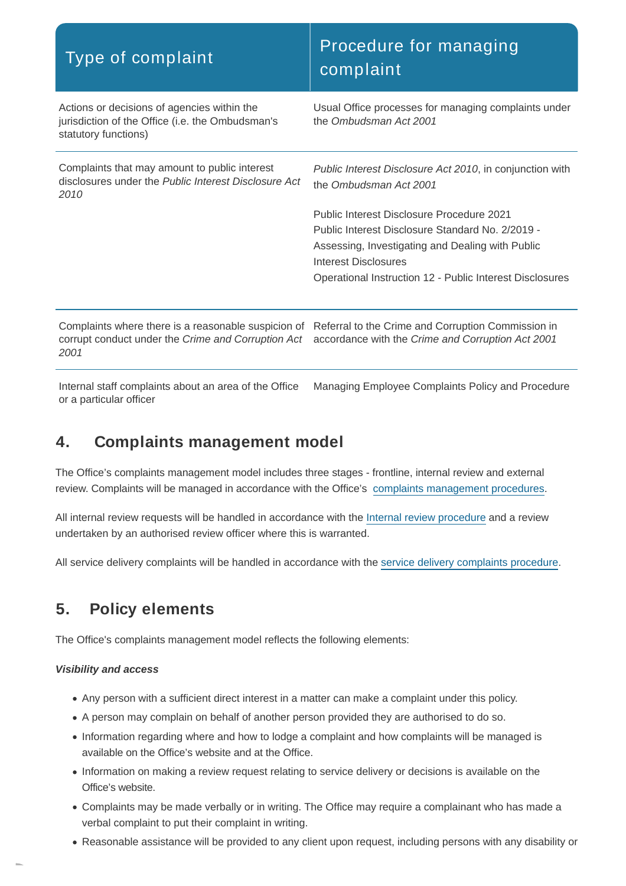| Type of complaint | Procedure for managing complaint |
|---|---|
| Actions or decisions of agencies within the jurisdiction of the Office (i.e. the Ombudsman's statutory functions) | Usual Office processes for managing complaints under the *Ombudsman Act 2001* |
| Complaints that may amount to public interest disclosures under the *Public Interest Disclosure Act 2010* | *Public Interest Disclosure Act 2010*, in conjunction with the *Ombudsman Act 2001*<br><br>Public Interest Disclosure Procedure 2021<br>Public Interest Disclosure Standard No. 2/2019 - Assessing, Investigating and Dealing with Public Interest Disclosures<br>Operational Instruction 12 - Public Interest Disclosures |
| Complaints where there is a reasonable suspicion of corrupt conduct under the *Crime and Corruption Act 2001* | Referral to the Crime and Corruption Commission in accordance with the *Crime and Corruption Act 2001* |
| Internal staff complaints about an area of the Office or a particular officer | Managing Employee Complaints Policy and Procedure |

## 4. Complaints management model

The Office's complaints management model includes three stages - frontline, internal review and external review. Complaints will be managed in accordance with the Office's complaints management procedures.

All internal review requests will be handled in accordance with the Internal review procedure and a review undertaken by an authorised review officer where this is warranted.

All service delivery complaints will be handled in accordance with the service delivery complaints procedure.

## 5. Policy elements

The Office's complaints management model reflects the following elements:

***Visibility and access***

- Any person with a sufficient direct interest in a matter can make a complaint under this policy.
- A person may complain on behalf of another person provided they are authorised to do so.
- Information regarding where and how to lodge a complaint and how complaints will be managed is available on the Office's website and at the Office.
- Information on making a review request relating to service delivery or decisions is available on the Office's website.
- Complaints may be made verbally or in writing. The Office may require a complainant who has made a verbal complaint to put their complaint in writing.
- Reasonable assistance will be provided to any client upon request, including persons with any disability or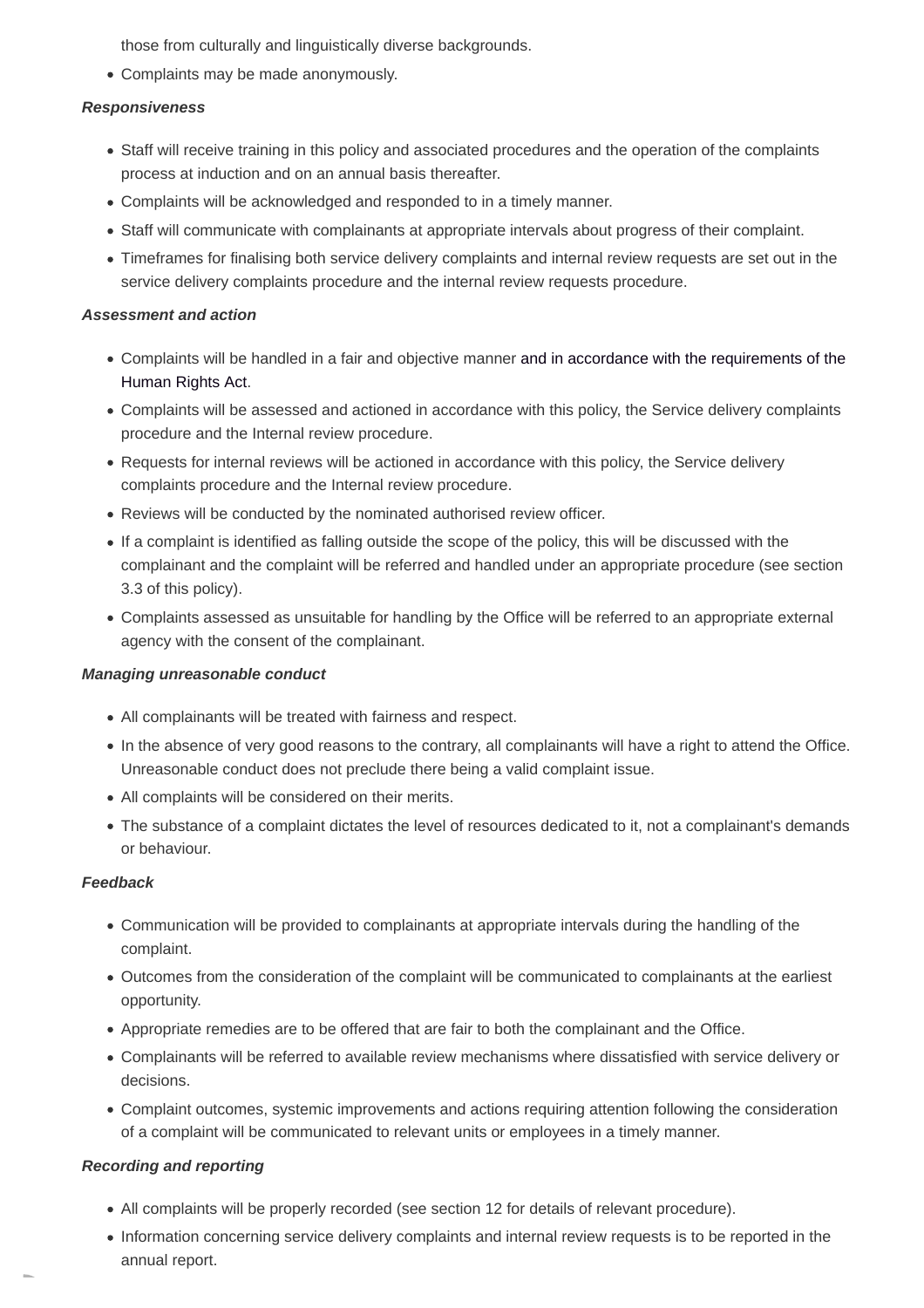those from culturally and linguistically diverse backgrounds.
- Complaints may be made anonymously.

***Responsiveness***

- Staff will receive training in this policy and associated procedures and the operation of the complaints process at induction and on an annual basis thereafter.
- Complaints will be acknowledged and responded to in a timely manner.
- Staff will communicate with complainants at appropriate intervals about progress of their complaint.
- Timeframes for finalising both service delivery complaints and internal review requests are set out in the service delivery complaints procedure and the internal review requests procedure.

***Assessment and action***

- Complaints will be handled in a fair and objective manner and in accordance with the requirements of the Human Rights Act.
- Complaints will be assessed and actioned in accordance with this policy, the Service delivery complaints procedure and the Internal review procedure.
- Requests for internal reviews will be actioned in accordance with this policy, the Service delivery complaints procedure and the Internal review procedure.
- Reviews will be conducted by the nominated authorised review officer.
- If a complaint is identified as falling outside the scope of the policy, this will be discussed with the complainant and the complaint will be referred and handled under an appropriate procedure (see section 3.3 of this policy).
- Complaints assessed as unsuitable for handling by the Office will be referred to an appropriate external agency with the consent of the complainant.

***Managing unreasonable conduct***

- All complainants will be treated with fairness and respect.
- In the absence of very good reasons to the contrary, all complainants will have a right to attend the Office. Unreasonable conduct does not preclude there being a valid complaint issue.
- All complaints will be considered on their merits.
- The substance of a complaint dictates the level of resources dedicated to it, not a complainant's demands or behaviour.

***Feedback***

- Communication will be provided to complainants at appropriate intervals during the handling of the complaint.
- Outcomes from the consideration of the complaint will be communicated to complainants at the earliest opportunity.
- Appropriate remedies are to be offered that are fair to both the complainant and the Office.
- Complainants will be referred to available review mechanisms where dissatisfied with service delivery or decisions.
- Complaint outcomes, systemic improvements and actions requiring attention following the consideration of a complaint will be communicated to relevant units or employees in a timely manner.

***Recording and reporting***

- All complaints will be properly recorded (see section 12 for details of relevant procedure).
- Information concerning service delivery complaints and internal review requests is to be reported in the annual report.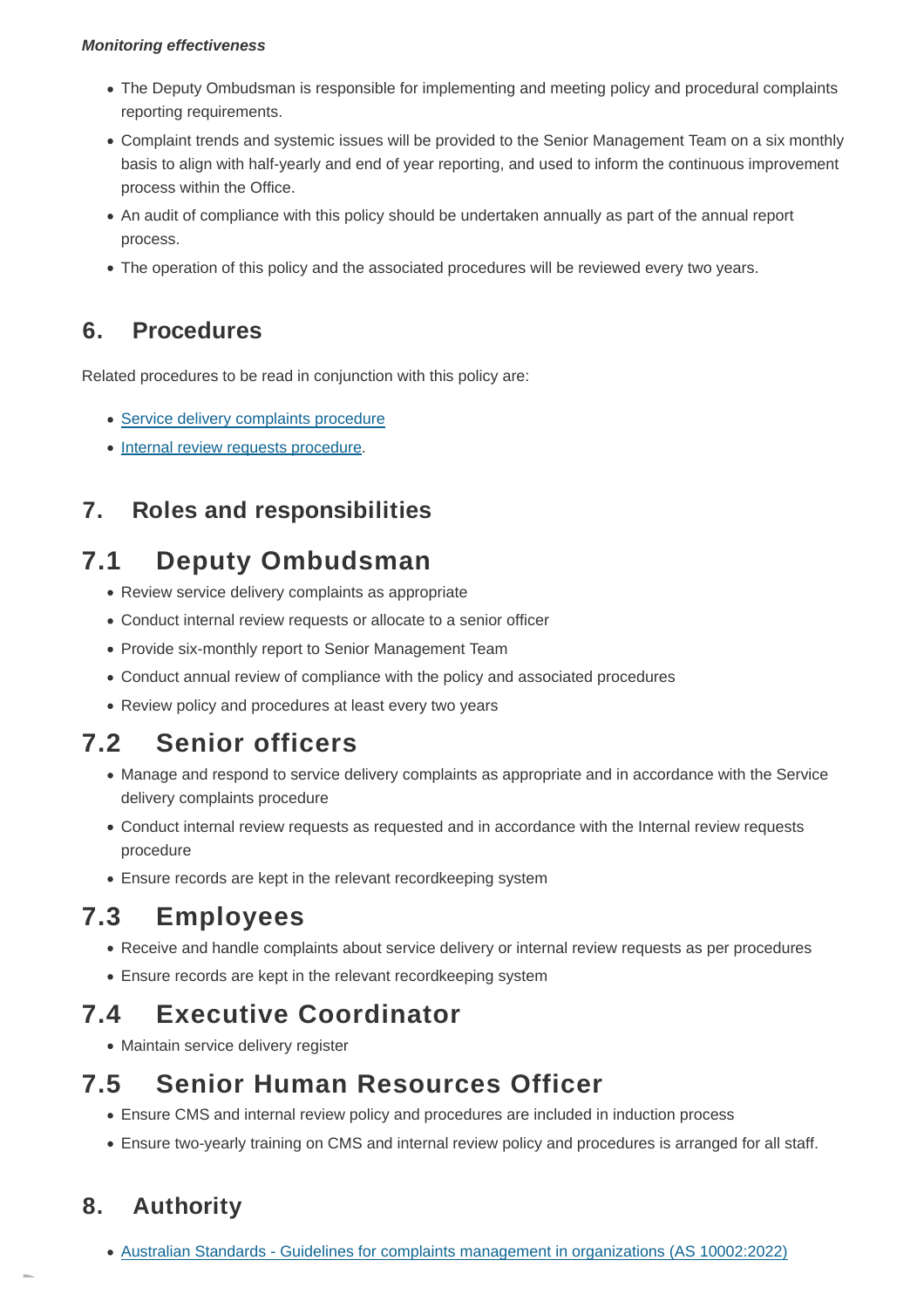***Monitoring effectiveness***

- The Deputy Ombudsman is responsible for implementing and meeting policy and procedural complaints reporting requirements.
- Complaint trends and systemic issues will be provided to the Senior Management Team on a six monthly basis to align with half-yearly and end of year reporting, and used to inform the continuous improvement process within the Office.
- An audit of compliance with this policy should be undertaken annually as part of the annual report process.
- The operation of this policy and the associated procedures will be reviewed every two years.

## 6. Procedures

Related procedures to be read in conjunction with this policy are:

- [Service delivery complaints procedure]
- [Internal review requests procedure].

## 7. Roles and responsibilities

## 7.1 Deputy Ombudsman

- Review service delivery complaints as appropriate
- Conduct internal review requests or allocate to a senior officer
- Provide six-monthly report to Senior Management Team
- Conduct annual review of compliance with the policy and associated procedures
- Review policy and procedures at least every two years

## 7.2 Senior officers

- Manage and respond to service delivery complaints as appropriate and in accordance with the Service delivery complaints procedure
- Conduct internal review requests as requested and in accordance with the Internal review requests procedure
- Ensure records are kept in the relevant recordkeeping system

## 7.3 Employees

- Receive and handle complaints about service delivery or internal review requests as per procedures
- Ensure records are kept in the relevant recordkeeping system

## 7.4 Executive Coordinator

- Maintain service delivery register

## 7.5 Senior Human Resources Officer

- Ensure CMS and internal review policy and procedures are included in induction process
- Ensure two-yearly training on CMS and internal review policy and procedures is arranged for all staff.

## 8. Authority

- [Australian Standards - Guidelines for complaints management in organizations (AS 10002:2022)]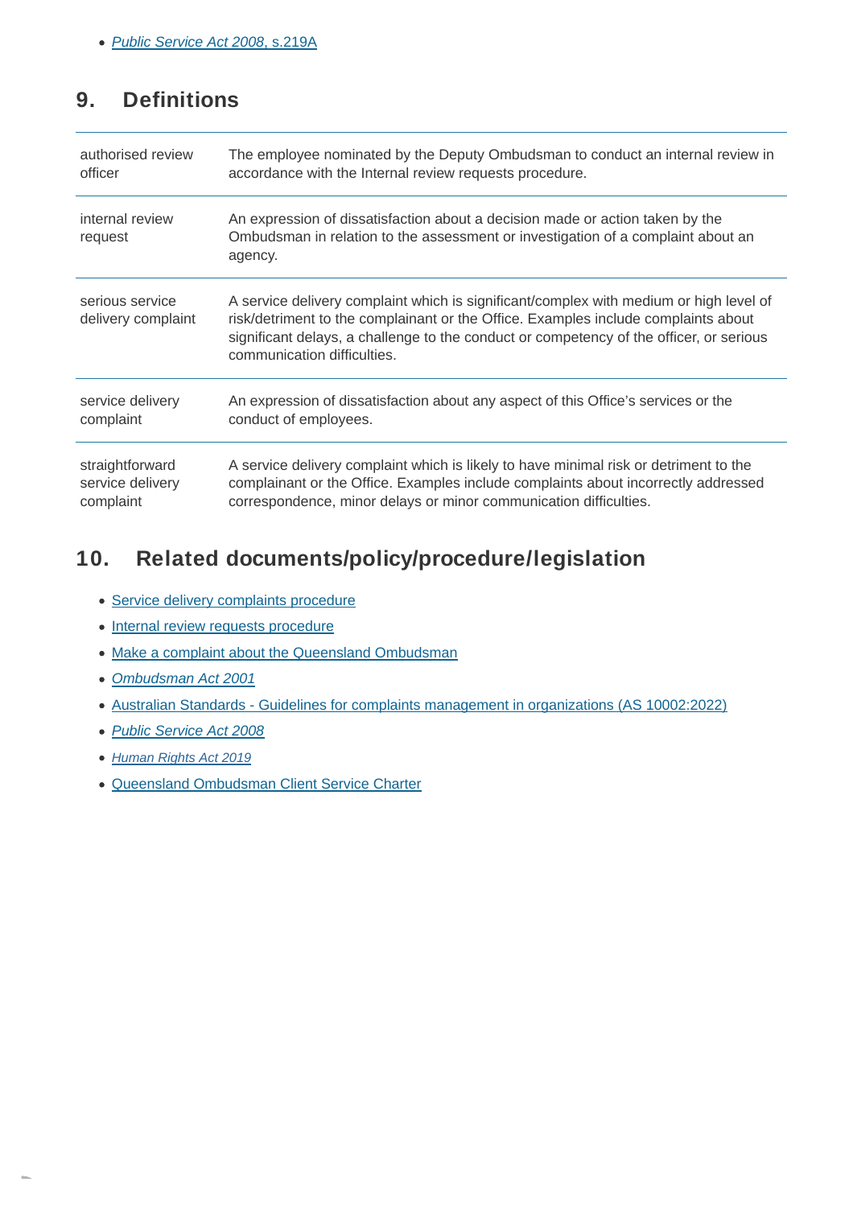- *Public Service Act 2008*, s.219A

## 9. Definitions

| | |
|---|---|
| authorised review officer | The employee nominated by the Deputy Ombudsman to conduct an internal review in accordance with the Internal review requests procedure. |
| internal review request | An expression of dissatisfaction about a decision made or action taken by the Ombudsman in relation to the assessment or investigation of a complaint about an agency. |
| serious service delivery complaint | A service delivery complaint which is significant/complex with medium or high level of risk/detriment to the complainant or the Office. Examples include complaints about significant delays, a challenge to the conduct or competency of the officer, or serious communication difficulties. |
| service delivery complaint | An expression of dissatisfaction about any aspect of this Office's services or the conduct of employees. |
| straightforward service delivery complaint | A service delivery complaint which is likely to have minimal risk or detriment to the complainant or the Office. Examples include complaints about incorrectly addressed correspondence, minor delays or minor communication difficulties. |

## 10. Related documents/policy/procedure/legislation

- Service delivery complaints procedure
- Internal review requests procedure
- Make a complaint about the Queensland Ombudsman
- *Ombudsman Act 2001*
- Australian Standards - Guidelines for complaints management in organizations (AS 10002:2022)
- *Public Service Act 2008*
- *Human Rights Act 2019*
- Queensland Ombudsman Client Service Charter